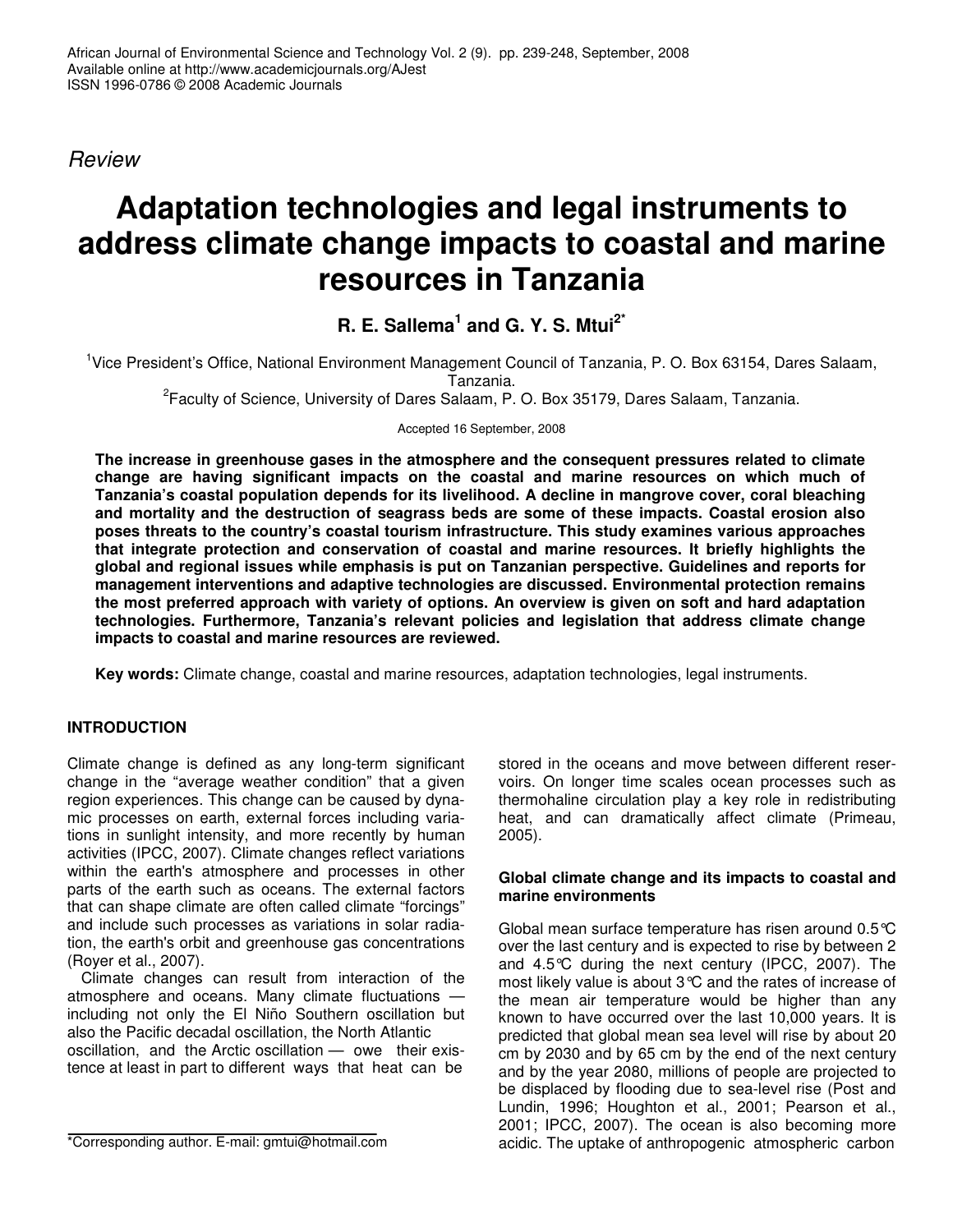*Review*

# Adaptation technologies and legal instruments to address climate change impacts to coastal and marine resources in Tanzania

**R. E. Sallema[1] and G. Y. S. Mtui[2*]**

[1]Vice President's Office, National Environment Management Council of Tanzania, P. O. Box 63154, Dares Salaam, Tanzania.

[2]Faculty of Science, University of Dares Salaam, P. O. Box 35179, Dares Salaam, Tanzania.

Accepted 16 September, 2008

**The increase in greenhouse gases in the atmosphere and the consequent pressures related to climate change are having significant impacts on the coastal and marine resources on which much of Tanzania's coastal population depends for its livelihood. A decline in mangrove cover, coral bleaching and mortality and the destruction of seagrass beds are some of these impacts. Coastal erosion also poses threats to the country's coastal tourism infrastructure. This study examines various approaches that integrate protection and conservation of coastal and marine resources. It briefly highlights the global and regional issues while emphasis is put on Tanzanian perspective. Guidelines and reports for management interventions and adaptive technologies are discussed. Environmental protection remains the most preferred approach with variety of options. An overview is given on soft and hard adaptation technologies. Furthermore, Tanzania's relevant policies and legislation that address climate change impacts to coastal and marine resources are reviewed.**

**Key words:** Climate change, coastal and marine resources, adaptation technologies, legal instruments.

## INTRODUCTION

Climate change is defined as any long-term significant change in the "average weather condition" that a given region experiences. This change can be caused by dynamic processes on earth, external forces including variations in sunlight intensity, and more recently by human activities (IPCC, 2007). Climate changes reflect variations within the earth's atmosphere and processes in other parts of the earth such as oceans. The external factors that can shape climate are often called climate "forcings" and include such processes as variations in solar radiation, the earth's orbit and greenhouse gas concentrations (Royer et al., 2007).

Climate changes can result from interaction of the atmosphere and oceans. Many climate fluctuations — including not only the El Niño Southern oscillation but also the Pacific decadal oscillation, the North Atlantic oscillation, and the Arctic oscillation — owe their existence at least in part to different ways that heat can be stored in the oceans and move between different reservoirs. On longer time scales ocean processes such as thermohaline circulation play a key role in redistributing heat, and can dramatically affect climate (Primeau, 2005).

### Global climate change and its impacts to coastal and marine environments

Global mean surface temperature has risen around 0.5°C over the last century and is expected to rise by between 2 and 4.5°C during the next century (IPCC, 2007). The most likely value is about 3°C and the rates of increase of the mean air temperature would be higher than any known to have occurred over the last 10,000 years. It is predicted that global mean sea level will rise by about 20 cm by 2030 and by 65 cm by the end of the next century and by the year 2080, millions of people are projected to be displaced by flooding due to sea-level rise (Post and Lundin, 1996; Houghton et al., 2001; Pearson et al., 2001; IPCC, 2007). The ocean is also becoming more acidic. The uptake of anthropogenic atmospheric carbon

*Corresponding author. E-mail: gmtui@hotmail.com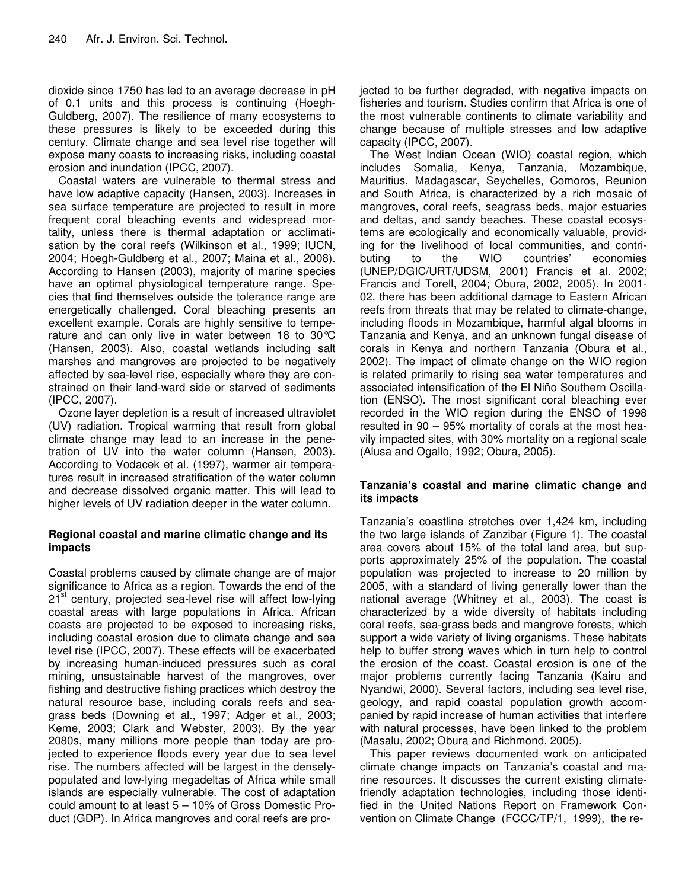dioxide since 1750 has led to an average decrease in pH of 0.1 units and this process is continuing (Hoegh-Guldberg, 2007). The resilience of many ecosystems to these pressures is likely to be exceeded during this century. Climate change and sea level rise together will expose many coasts to increasing risks, including coastal erosion and inundation (IPCC, 2007).

Coastal waters are vulnerable to thermal stress and have low adaptive capacity (Hansen, 2003). Increases in sea surface temperature are projected to result in more frequent coral bleaching events and widespread mortality, unless there is thermal adaptation or acclimatisation by the coral reefs (Wilkinson et al., 1999; IUCN, 2004; Hoegh-Guldberg et al., 2007; Maina et al., 2008). According to Hansen (2003), majority of marine species have an optimal physiological temperature range. Species that find themselves outside the tolerance range are energetically challenged. Coral bleaching presents an excellent example. Corals are highly sensitive to temperature and can only live in water between 18 to 30°C (Hansen, 2003). Also, coastal wetlands including salt marshes and mangroves are projected to be negatively affected by sea-level rise, especially where they are constrained on their land-ward side or starved of sediments (IPCC, 2007).

Ozone layer depletion is a result of increased ultraviolet (UV) radiation. Tropical warming that result from global climate change may lead to an increase in the penetration of UV into the water column (Hansen, 2003). According to Vodacek et al. (1997), warmer air temperatures result in increased stratification of the water column and decrease dissolved organic matter. This will lead to higher levels of UV radiation deeper in the water column.

## Regional coastal and marine climatic change and its impacts

Coastal problems caused by climate change are of major significance to Africa as a region. Towards the end of the 21st century, projected sea-level rise will affect low-lying coastal areas with large populations in Africa. African coasts are projected to be exposed to increasing risks, including coastal erosion due to climate change and sea level rise (IPCC, 2007). These effects will be exacerbated by increasing human-induced pressures such as coral mining, unsustainable harvest of the mangroves, over fishing and destructive fishing practices which destroy the natural resource base, including corals reefs and seagrass beds (Downing et al., 1997; Adger et al., 2003; Keme, 2003; Clark and Webster, 2003). By the year 2080s, many millions more people than today are projected to experience floods every year due to sea level rise. The numbers affected will be largest in the densely-populated and low-lying megadeltas of Africa while small islands are especially vulnerable. The cost of adaptation could amount to at least 5 – 10% of Gross Domestic Product (GDP). In Africa mangroves and coral reefs are projected to be further degraded, with negative impacts on fisheries and tourism. Studies confirm that Africa is one of the most vulnerable continents to climate variability and change because of multiple stresses and low adaptive capacity (IPCC, 2007).

The West Indian Ocean (WIO) coastal region, which includes Somalia, Kenya, Tanzania, Mozambique, Mauritius, Madagascar, Seychelles, Comoros, Reunion and South Africa, is characterized by a rich mosaic of mangroves, coral reefs, seagrass beds, major estuaries and deltas, and sandy beaches. These coastal ecosystems are ecologically and economically valuable, providing for the livelihood of local communities, and contributing to the WIO countries' economies (UNEP/DGIC/URT/UDSM, 2001) Francis et al. 2002; Francis and Torell, 2004; Obura, 2002, 2005). In 2001-02, there has been additional damage to Eastern African reefs from threats that may be related to climate-change, including floods in Mozambique, harmful algal blooms in Tanzania and Kenya, and an unknown fungal disease of corals in Kenya and northern Tanzania (Obura et al., 2002). The impact of climate change on the WIO region is related primarily to rising sea water temperatures and associated intensification of the El Niño Southern Oscillation (ENSO). The most significant coral bleaching ever recorded in the WIO region during the ENSO of 1998 resulted in 90 – 95% mortality of corals at the most heavily impacted sites, with 30% mortality on a regional scale (Alusa and Ogallo, 1992; Obura, 2005).

## Tanzania's coastal and marine climatic change and its impacts

Tanzania's coastline stretches over 1,424 km, including the two large islands of Zanzibar (Figure 1). The coastal area covers about 15% of the total land area, but supports approximately 25% of the population. The coastal population was projected to increase to 20 million by 2005, with a standard of living generally lower than the national average (Whitney et al., 2003). The coast is characterized by a wide diversity of habitats including coral reefs, sea-grass beds and mangrove forests, which support a wide variety of living organisms. These habitats help to buffer strong waves which in turn help to control the erosion of the coast. Coastal erosion is one of the major problems currently facing Tanzania (Kairu and Nyandwi, 2000). Several factors, including sea level rise, geology, and rapid coastal population growth accompanied by rapid increase of human activities that interfere with natural processes, have been linked to the problem (Masalu, 2002; Obura and Richmond, 2005).

This paper reviews documented work on anticipated climate change impacts on Tanzania's coastal and marine resources. It discusses the current existing climate-friendly adaptation technologies, including those identified in the United Nations Report on Framework Convention on Climate Change (FCCC/TP/1, 1999), the re-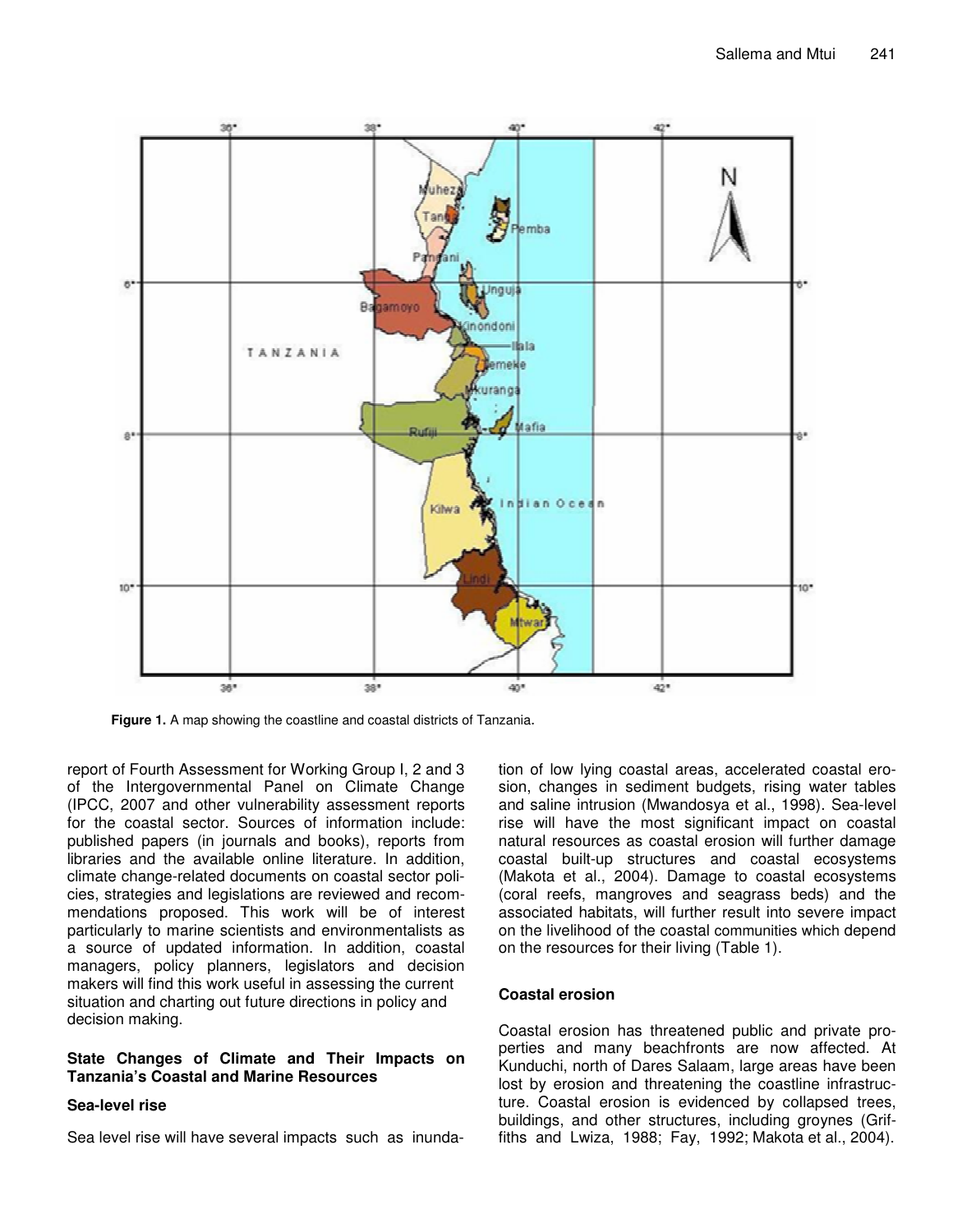**Figure 1.** A map showing the coastline and coastal districts of Tanzania.

report of Fourth Assessment for Working Group I, 2 and 3 of the Intergovernmental Panel on Climate Change (IPCC, 2007 and other vulnerability assessment reports for the coastal sector. Sources of information include: published papers (in journals and books), reports from libraries and the available online literature. In addition, climate change-related documents on coastal sector policies, strategies and legislations are reviewed and recommendations proposed. This work will be of interest particularly to marine scientists and environmentalists as a source of updated information. In addition, coastal managers, policy planners, legislators and decision makers will find this work useful in assessing the current situation and charting out future directions in policy and decision making.

## State Changes of Climate and Their Impacts on Tanzania's Coastal and Marine Resources

### Sea-level rise

Sea level rise will have several impacts such as inundation of low lying coastal areas, accelerated coastal erosion, changes in sediment budgets, rising water tables and saline intrusion (Mwandosya et al., 1998). Sea-level rise will have the most significant impact on coastal natural resources as coastal erosion will further damage coastal built-up structures and coastal ecosystems (Makota et al., 2004). Damage to coastal ecosystems (coral reefs, mangroves and seagrass beds) and the associated habitats, will further result into severe impact on the livelihood of the coastal communities which depend on the resources for their living (Table 1).

### Coastal erosion

Coastal erosion has threatened public and private properties and many beachfronts are now affected. At Kunduchi, north of Dares Salaam, large areas have been lost by erosion and threatening the coastline infrastructure. Coastal erosion is evidenced by collapsed trees, buildings, and other structures, including groynes (Griffiths and Lwiza, 1988; Fay, 1992; Makota et al., 2004).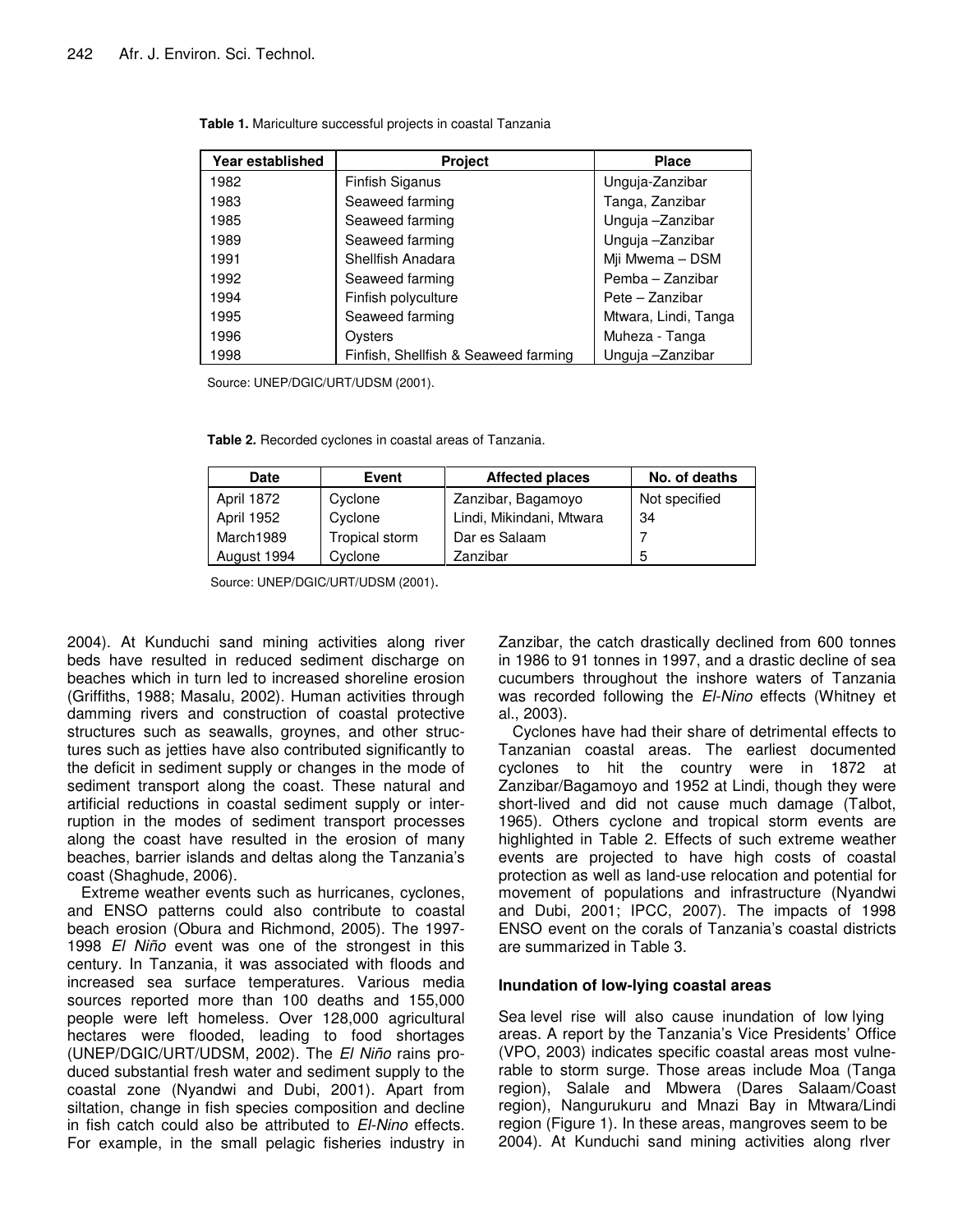**Table 1.** Mariculture successful projects in coastal Tanzania

| Year established | Project | Place |
|---|---|---|
| 1982 | Finfish Siganus | Unguja-Zanzibar |
| 1983 | Seaweed farming | Tanga, Zanzibar |
| 1985 | Seaweed farming | Unguja –Zanzibar |
| 1989 | Seaweed farming | Unguja –Zanzibar |
| 1991 | Shellfish Anadara | Mji Mwema – DSM |
| 1992 | Seaweed farming | Pemba – Zanzibar |
| 1994 | Finfish polyculture | Pete – Zanzibar |
| 1995 | Seaweed farming | Mtwara, Lindi, Tanga |
| 1996 | Oysters | Muheza - Tanga |
| 1998 | Finfish, Shellfish & Seaweed farming | Unguja –Zanzibar |

Source: UNEP/DGIC/URT/UDSM (2001).

**Table 2.** Recorded cyclones in coastal areas of Tanzania.

| Date | Event | Affected places | No. of deaths |
|---|---|---|---|
| April 1872 | Cyclone | Zanzibar, Bagamoyo | Not specified |
| April 1952 | Cyclone | Lindi, Mikindani, Mtwara | 34 |
| March1989 | Tropical storm | Dar es Salaam | 7 |
| August 1994 | Cyclone | Zanzibar | 5 |

Source: UNEP/DGIC/URT/UDSM (2001).

2004). At Kunduchi sand mining activities along river beds have resulted in reduced sediment discharge on beaches which in turn led to increased shoreline erosion (Griffiths, 1988; Masalu, 2002). Human activities through damming rivers and construction of coastal protective structures such as seawalls, groynes, and other structures such as jetties have also contributed significantly to the deficit in sediment supply or changes in the mode of sediment transport along the coast. These natural and artificial reductions in coastal sediment supply or interruption in the modes of sediment transport processes along the coast have resulted in the erosion of many beaches, barrier islands and deltas along the Tanzania's coast (Shaghude, 2006).

Extreme weather events such as hurricanes, cyclones, and ENSO patterns could also contribute to coastal beach erosion (Obura and Richmond, 2005). The 1997-1998 *El Niño* event was one of the strongest in this century. In Tanzania, it was associated with floods and increased sea surface temperatures. Various media sources reported more than 100 deaths and 155,000 people were left homeless. Over 128,000 agricultural hectares were flooded, leading to food shortages (UNEP/DGIC/URT/UDSM, 2002). The *El Niño* rains produced substantial fresh water and sediment supply to the coastal zone (Nyandwi and Dubi, 2001). Apart from siltation, change in fish species composition and decline in fish catch could also be attributed to *El-Nino* effects. For example, in the small pelagic fisheries industry in Zanzibar, the catch drastically declined from 600 tonnes in 1986 to 91 tonnes in 1997, and a drastic decline of sea cucumbers throughout the inshore waters of Tanzania was recorded following the *El-Nino* effects (Whitney et al., 2003).

Cyclones have had their share of detrimental effects to Tanzanian coastal areas. The earliest documented cyclones to hit the country were in 1872 at Zanzibar/Bagamoyo and 1952 at Lindi, though they were short-lived and did not cause much damage (Talbot, 1965). Others cyclone and tropical storm events are highlighted in Table 2. Effects of such extreme weather events are projected to have high costs of coastal protection as well as land-use relocation and potential for movement of populations and infrastructure (Nyandwi and Dubi, 2001; IPCC, 2007). The impacts of 1998 ENSO event on the corals of Tanzania's coastal districts are summarized in Table 3.

### Inundation of low-lying coastal areas

Sea level rise will also cause inundation of low lying areas. A report by the Tanzania's Vice Presidents' Office (VPO, 2003) indicates specific coastal areas most vulnerable to storm surge. Those areas include Moa (Tanga region), Salale and Mbwera (Dares Salaam/Coast region), Nangurukuru and Mnazi Bay in Mtwara/Lindi region (Figure 1). In these areas, mangroves seem to be 2004). At Kunduchi sand mining activities along rIver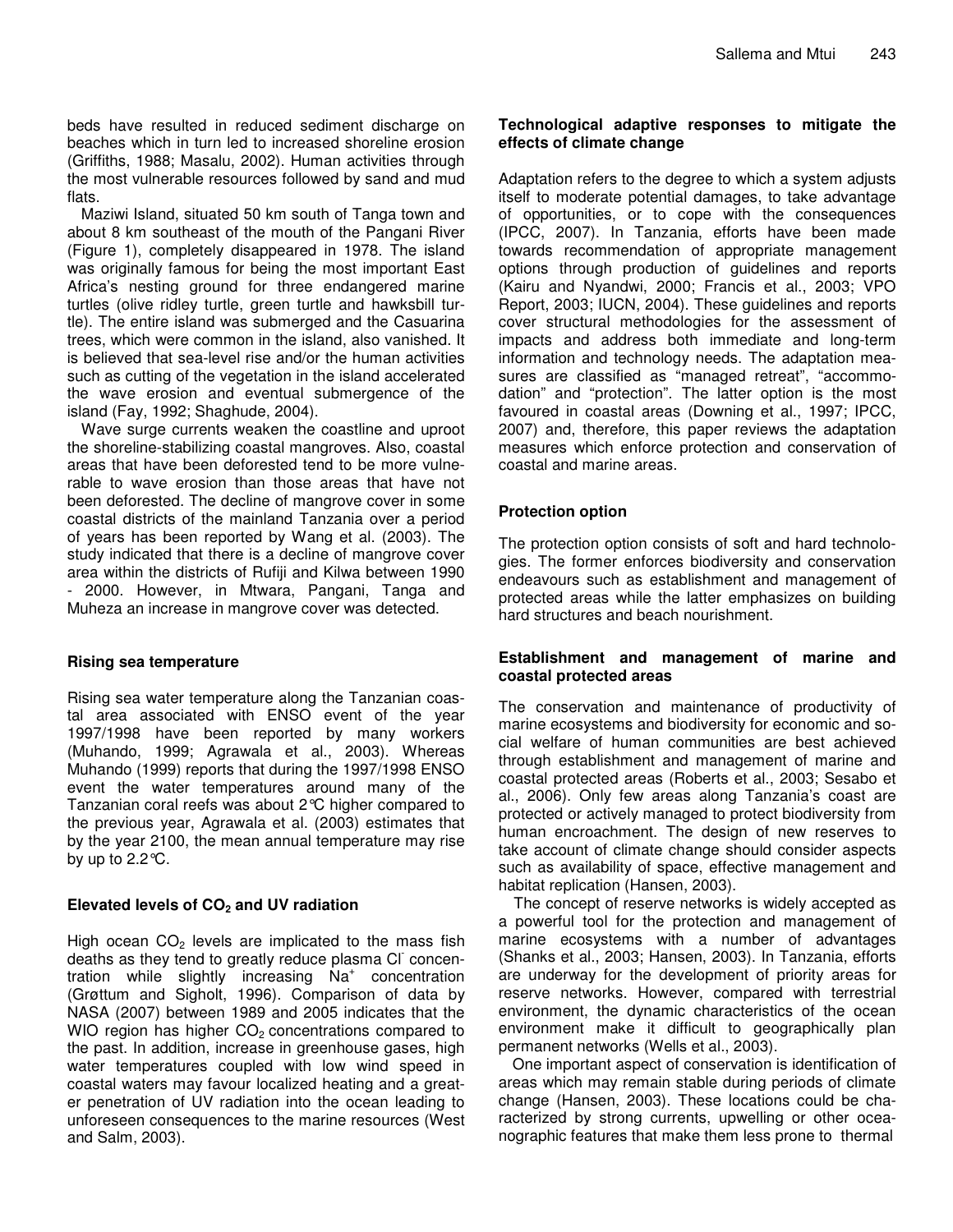beds have resulted in reduced sediment discharge on beaches which in turn led to increased shoreline erosion (Griffiths, 1988; Masalu, 2002). Human activities through the most vulnerable resources followed by sand and mud flats.

Maziwi Island, situated 50 km south of Tanga town and about 8 km southeast of the mouth of the Pangani River (Figure 1), completely disappeared in 1978. The island was originally famous for being the most important East Africa's nesting ground for three endangered marine turtles (olive ridley turtle, green turtle and hawksbill turtle). The entire island was submerged and the Casuarina trees, which were common in the island, also vanished. It is believed that sea-level rise and/or the human activities such as cutting of the vegetation in the island accelerated the wave erosion and eventual submergence of the island (Fay, 1992; Shaghude, 2004).

Wave surge currents weaken the coastline and uproot the shoreline-stabilizing coastal mangroves. Also, coastal areas that have been deforested tend to be more vulnerable to wave erosion than those areas that have not been deforested. The decline of mangrove cover in some coastal districts of the mainland Tanzania over a period of years has been reported by Wang et al. (2003). The study indicated that there is a decline of mangrove cover area within the districts of Rufiji and Kilwa between 1990 - 2000. However, in Mtwara, Pangani, Tanga and Muheza an increase in mangrove cover was detected.

### Rising sea temperature

Rising sea water temperature along the Tanzanian coastal area associated with ENSO event of the year 1997/1998 have been reported by many workers (Muhando, 1999; Agrawala et al., 2003). Whereas Muhando (1999) reports that during the 1997/1998 ENSO event the water temperatures around many of the Tanzanian coral reefs was about 2°C higher compared to the previous year, Agrawala et al. (2003) estimates that by the year 2100, the mean annual temperature may rise by up to 2.2°C.

### Elevated levels of $CO_2$ and UV radiation

High ocean $CO_2$ levels are implicated to the mass fish deaths as they tend to greatly reduce plasma $Cl^-$ concentration while slightly increasing $Na^+$ concentration (Grøttum and Sigholt, 1996). Comparison of data by NASA (2007) between 1989 and 2005 indicates that the WIO region has higher $CO_2$ concentrations compared to the past. In addition, increase in greenhouse gases, high water temperatures coupled with low wind speed in coastal waters may favour localized heating and a greater penetration of UV radiation into the ocean leading to unforeseen consequences to the marine resources (West and Salm, 2003).

### Technological adaptive responses to mitigate the effects of climate change

Adaptation refers to the degree to which a system adjusts itself to moderate potential damages, to take advantage of opportunities, or to cope with the consequences (IPCC, 2007). In Tanzania, efforts have been made towards recommendation of appropriate management options through production of guidelines and reports (Kairu and Nyandwi, 2000; Francis et al., 2003; VPO Report, 2003; IUCN, 2004). These guidelines and reports cover structural methodologies for the assessment of impacts and address both immediate and long-term information and technology needs. The adaptation measures are classified as "managed retreat", "accommodation" and "protection". The latter option is the most favoured in coastal areas (Downing et al., 1997; IPCC, 2007) and, therefore, this paper reviews the adaptation measures which enforce protection and conservation of coastal and marine areas.

### Protection option

The protection option consists of soft and hard technologies. The former enforces biodiversity and conservation endeavours such as establishment and management of protected areas while the latter emphasizes on building hard structures and beach nourishment.

### Establishment and management of marine and coastal protected areas

The conservation and maintenance of productivity of marine ecosystems and biodiversity for economic and social welfare of human communities are best achieved through establishment and management of marine and coastal protected areas (Roberts et al., 2003; Sesabo et al., 2006). Only few areas along Tanzania's coast are protected or actively managed to protect biodiversity from human encroachment. The design of new reserves to take account of climate change should consider aspects such as availability of space, effective management and habitat replication (Hansen, 2003).

The concept of reserve networks is widely accepted as a powerful tool for the protection and management of marine ecosystems with a number of advantages (Shanks et al., 2003; Hansen, 2003). In Tanzania, efforts are underway for the development of priority areas for reserve networks. However, compared with terrestrial environment, the dynamic characteristics of the ocean environment make it difficult to geographically plan permanent networks (Wells et al., 2003).

One important aspect of conservation is identification of areas which may remain stable during periods of climate change (Hansen, 2003). These locations could be characterized by strong currents, upwelling or other oceanographic features that make them less prone to thermal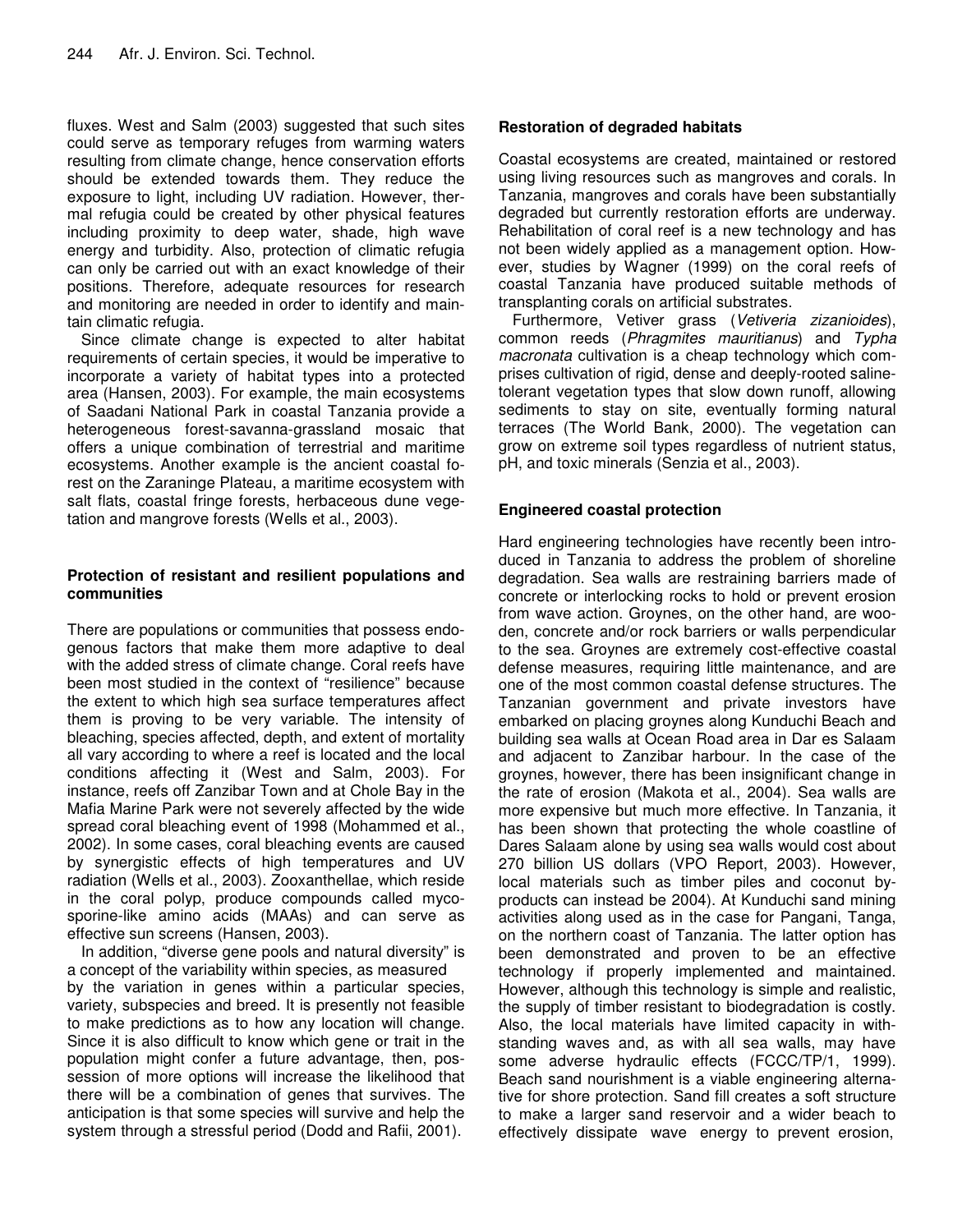fluxes. West and Salm (2003) suggested that such sites could serve as temporary refuges from warming waters resulting from climate change, hence conservation efforts should be extended towards them. They reduce the exposure to light, including UV radiation. However, thermal refugia could be created by other physical features including proximity to deep water, shade, high wave energy and turbidity. Also, protection of climatic refugia can only be carried out with an exact knowledge of their positions. Therefore, adequate resources for research and monitoring are needed in order to identify and maintain climatic refugia.

Since climate change is expected to alter habitat requirements of certain species, it would be imperative to incorporate a variety of habitat types into a protected area (Hansen, 2003). For example, the main ecosystems of Saadani National Park in coastal Tanzania provide a heterogeneous forest-savanna-grassland mosaic that offers a unique combination of terrestrial and maritime ecosystems. Another example is the ancient coastal forest on the Zaraninge Plateau, a maritime ecosystem with salt flats, coastal fringe forests, herbaceous dune vegetation and mangrove forests (Wells et al., 2003).

## Protection of resistant and resilient populations and communities

There are populations or communities that possess endogenous factors that make them more adaptive to deal with the added stress of climate change. Coral reefs have been most studied in the context of "resilience" because the extent to which high sea surface temperatures affect them is proving to be very variable. The intensity of bleaching, species affected, depth, and extent of mortality all vary according to where a reef is located and the local conditions affecting it (West and Salm, 2003). For instance, reefs off Zanzibar Town and at Chole Bay in the Mafia Marine Park were not severely affected by the wide spread coral bleaching event of 1998 (Mohammed et al., 2002). In some cases, coral bleaching events are caused by synergistic effects of high temperatures and UV radiation (Wells et al., 2003). Zooxanthellae, which reside in the coral polyp, produce compounds called mycosporine-like amino acids (MAAs) and can serve as effective sun screens (Hansen, 2003).

In addition, "diverse gene pools and natural diversity" is a concept of the variability within species, as measured by the variation in genes within a particular species, variety, subspecies and breed. It is presently not feasible to make predictions as to how any location will change. Since it is also difficult to know which gene or trait in the population might confer a future advantage, then, possession of more options will increase the likelihood that there will be a combination of genes that survives. The anticipation is that some species will survive and help the system through a stressful period (Dodd and Rafii, 2001).

## Restoration of degraded habitats

Coastal ecosystems are created, maintained or restored using living resources such as mangroves and corals. In Tanzania, mangroves and corals have been substantially degraded but currently restoration efforts are underway. Rehabilitation of coral reef is a new technology and has not been widely applied as a management option. However, studies by Wagner (1999) on the coral reefs of coastal Tanzania have produced suitable methods of transplanting corals on artificial substrates.

Furthermore, Vetiver grass (*Vetiveria zizanioides*), common reeds (*Phragmites mauritianus*) and *Typha macronata* cultivation is a cheap technology which comprises cultivation of rigid, dense and deeply-rooted saline-tolerant vegetation types that slow down runoff, allowing sediments to stay on site, eventually forming natural terraces (The World Bank, 2000). The vegetation can grow on extreme soil types regardless of nutrient status, pH, and toxic minerals (Senzia et al., 2003).

## Engineered coastal protection

Hard engineering technologies have recently been introduced in Tanzania to address the problem of shoreline degradation. Sea walls are restraining barriers made of concrete or interlocking rocks to hold or prevent erosion from wave action. Groynes, on the other hand, are wooden, concrete and/or rock barriers or walls perpendicular to the sea. Groynes are extremely cost-effective coastal defense measures, requiring little maintenance, and are one of the most common coastal defense structures. The Tanzanian government and private investors have embarked on placing groynes along Kunduchi Beach and building sea walls at Ocean Road area in Dar es Salaam and adjacent to Zanzibar harbour. In the case of the groynes, however, there has been insignificant change in the rate of erosion (Makota et al., 2004). Sea walls are more expensive but much more effective. In Tanzania, it has been shown that protecting the whole coastline of Dares Salaam alone by using sea walls would cost about 270 billion US dollars (VPO Report, 2003). However, local materials such as timber piles and coconut byproducts can instead be 2004). At Kunduchi sand mining activities along used as in the case for Pangani, Tanga, on the northern coast of Tanzania. The latter option has been demonstrated and proven to be an effective technology if properly implemented and maintained. However, although this technology is simple and realistic, the supply of timber resistant to biodegradation is costly. Also, the local materials have limited capacity in withstanding waves and, as with all sea walls, may have some adverse hydraulic effects (FCCC/TP/1, 1999). Beach sand nourishment is a viable engineering alternative for shore protection. Sand fill creates a soft structure to make a larger sand reservoir and a wider beach to effectively dissipate wave energy to prevent erosion,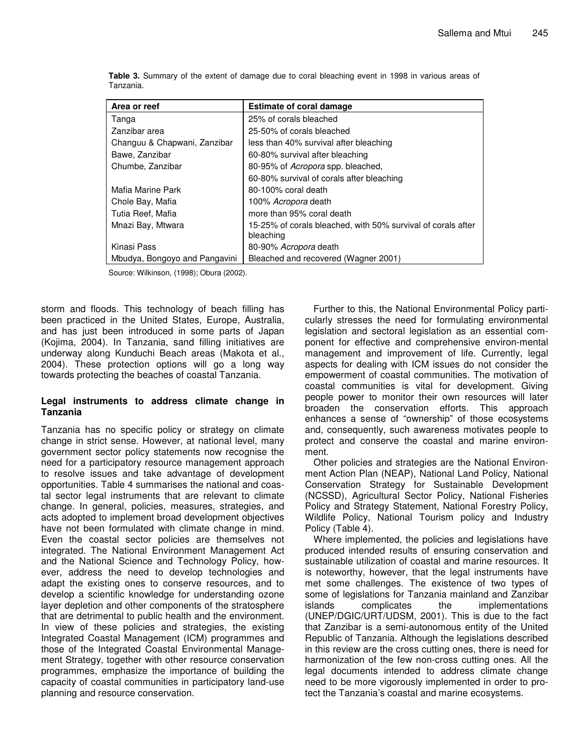**Table 3.** Summary of the extent of damage due to coral bleaching event in 1998 in various areas of Tanzania.

| Area or reef | Estimate of coral damage |
|---|---|
| Tanga | 25% of corals bleached |
| Zanzibar area | 25-50% of corals bleached |
| Changuu & Chapwani, Zanzibar | less than 40% survival after bleaching |
| Bawe, Zanzibar | 60-80% survival after bleaching |
| Chumbe, Zanzibar | 80-95% of *Acropora* spp. bleached, |
| | 60-80% survival of corals after bleaching |
| Mafia Marine Park | 80-100% coral death |
| Chole Bay, Mafia | 100% *Acropora* death |
| Tutia Reef, Mafia | more than 95% coral death |
| Mnazi Bay, Mtwara | 15-25% of corals bleached, with 50% survival of corals after bleaching |
| Kinasi Pass | 80-90% *Acropora* death |
| Mbudya, Bongoyo and Pangavini | Bleached and recovered (Wagner 2001) |

Source: Wilkinson, (1998); Obura (2002).

storm and floods. This technology of beach filling has been practiced in the United States, Europe, Australia, and has just been introduced in some parts of Japan (Kojima, 2004). In Tanzania, sand filling initiatives are underway along Kunduchi Beach areas (Makota et al., 2004). These protection options will go a long way towards protecting the beaches of coastal Tanzania.

## Legal instruments to address climate change in Tanzania

Tanzania has no specific policy or strategy on climate change in strict sense. However, at national level, many government sector policy statements now recognise the need for a participatory resource management approach to resolve issues and take advantage of development opportunities. Table 4 summarises the national and coastal sector legal instruments that are relevant to climate change. In general, policies, measures, strategies, and acts adopted to implement broad development objectives have not been formulated with climate change in mind. Even the coastal sector policies are themselves not integrated. The National Environment Management Act and the National Science and Technology Policy, however, address the need to develop technologies and adapt the existing ones to conserve resources, and to develop a scientific knowledge for understanding ozone layer depletion and other components of the stratosphere that are detrimental to public health and the environment. In view of these policies and strategies, the existing Integrated Coastal Management (ICM) programmes and those of the Integrated Coastal Environmental Management Strategy, together with other resource conservation programmes, emphasize the importance of building the capacity of coastal communities in participatory land-use planning and resource conservation.

Further to this, the National Environmental Policy particularly stresses the need for formulating environmental legislation and sectoral legislation as an essential component for effective and comprehensive environ-mental management and improvement of life. Currently, legal aspects for dealing with ICM issues do not consider the empowerment of coastal communities. The motivation of coastal communities is vital for development. Giving people power to monitor their own resources will later broaden the conservation efforts. This approach enhances a sense of "ownership" of those ecosystems and, consequently, such awareness motivates people to protect and conserve the coastal and marine environment.

Other policies and strategies are the National Environment Action Plan (NEAP), National Land Policy, National Conservation Strategy for Sustainable Development (NCSSD), Agricultural Sector Policy, National Fisheries Policy and Strategy Statement, National Forestry Policy, Wildlife Policy, National Tourism policy and Industry Policy (Table 4).

Where implemented, the policies and legislations have produced intended results of ensuring conservation and sustainable utilization of coastal and marine resources. It is noteworthy, however, that the legal instruments have met some challenges. The existence of two types of some of legislations for Tanzania mainland and Zanzibar islands complicates the implementations (UNEP/DGIC/URT/UDSM, 2001). This is due to the fact that Zanzibar is a semi-autonomous entity of the United Republic of Tanzania. Although the legislations described in this review are the cross cutting ones, there is need for harmonization of the few non-cross cutting ones. All the legal documents intended to address climate change need to be more vigorously implemented in order to protect the Tanzania's coastal and marine ecosystems.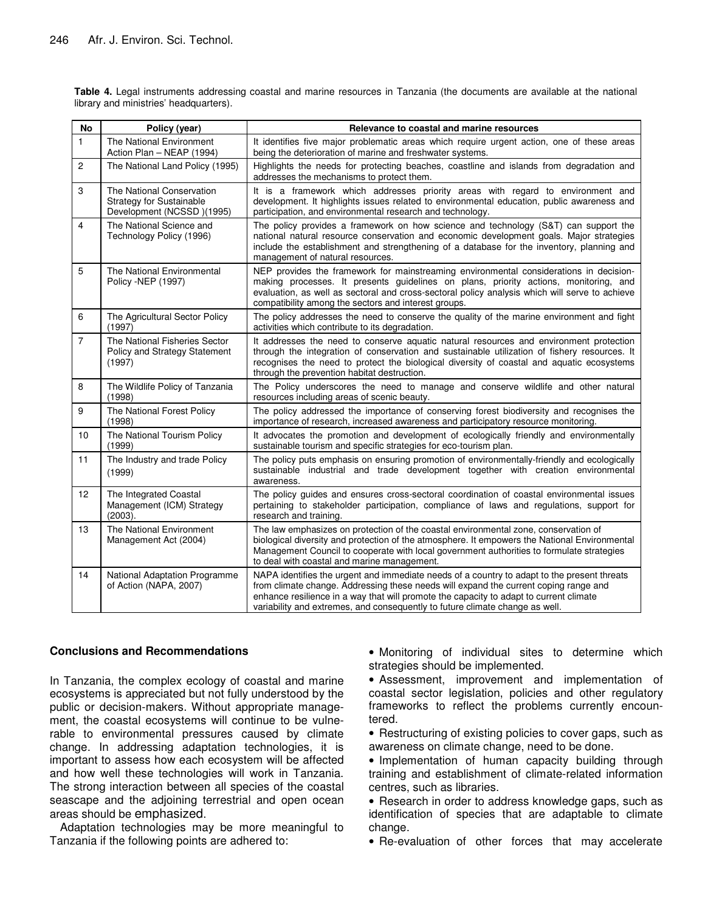**Table 4.** Legal instruments addressing coastal and marine resources in Tanzania (the documents are available at the national library and ministries' headquarters).

| No | Policy (year) | Relevance to coastal and marine resources |
|---|---|---|
| 1 | The National Environment Action Plan – NEAP (1994) | It identifies five major problematic areas which require urgent action, one of these areas being the deterioration of marine and freshwater systems. |
| 2 | The National Land Policy (1995) | Highlights the needs for protecting beaches, coastline and islands from degradation and addresses the mechanisms to protect them. |
| 3 | The National Conservation Strategy for Sustainable Development (NCSSD )(1995) | It is a framework which addresses priority areas with regard to environment and development. It highlights issues related to environmental education, public awareness and participation, and environmental research and technology. |
| 4 | The National Science and Technology Policy (1996) | The policy provides a framework on how science and technology (S&T) can support the national natural resource conservation and economic development goals. Major strategies include the establishment and strengthening of a database for the inventory, planning and management of natural resources. |
| 5 | The National Environmental Policy -NEP (1997) | NEP provides the framework for mainstreaming environmental considerations in decision-making processes. It presents guidelines on plans, priority actions, monitoring, and evaluation, as well as sectoral and cross-sectoral policy analysis which will serve to achieve compatibility among the sectors and interest groups. |
| 6 | The Agricultural Sector Policy (1997) | The policy addresses the need to conserve the quality of the marine environment and fight activities which contribute to its degradation. |
| 7 | The National Fisheries Sector Policy and Strategy Statement (1997) | It addresses the need to conserve aquatic natural resources and environment protection through the integration of conservation and sustainable utilization of fishery resources. It recognises the need to protect the biological diversity of coastal and aquatic ecosystems through the prevention habitat destruction. |
| 8 | The Wildlife Policy of Tanzania (1998) | The Policy underscores the need to manage and conserve wildlife and other natural resources including areas of scenic beauty. |
| 9 | The National Forest Policy (1998) | The policy addressed the importance of conserving forest biodiversity and recognises the importance of research, increased awareness and participatory resource monitoring. |
| 10 | The National Tourism Policy (1999) | It advocates the promotion and development of ecologically friendly and environmentally sustainable tourism and specific strategies for eco-tourism plan. |
| 11 | The Industry and trade Policy (1999) | The policy puts emphasis on ensuring promotion of environmentally-friendly and ecologically sustainable industrial and trade development together with creation environmental awareness. |
| 12 | The Integrated Coastal Management (ICM) Strategy (2003). | The policy guides and ensures cross-sectoral coordination of coastal environmental issues pertaining to stakeholder participation, compliance of laws and regulations, support for research and training. |
| 13 | The National Environment Management Act (2004) | The law emphasizes on protection of the coastal environmental zone, conservation of biological diversity and protection of the atmosphere. It empowers the National Environmental Management Council to cooperate with local government authorities to formulate strategies to deal with coastal and marine management. |
| 14 | National Adaptation Programme of Action (NAPA, 2007) | NAPA identifies the urgent and immediate needs of a country to adapt to the present threats from climate change. Addressing these needs will expand the current coping range and enhance resilience in a way that will promote the capacity to adapt to current climate variability and extremes, and consequently to future climate change as well. |

## Conclusions and Recommendations

In Tanzania, the complex ecology of coastal and marine ecosystems is appreciated but not fully understood by the public or decision-makers. Without appropriate management, the coastal ecosystems will continue to be vulnerable to environmental pressures caused by climate change. In addressing adaptation technologies, it is important to assess how each ecosystem will be affected and how well these technologies will work in Tanzania. The strong interaction between all species of the coastal seascape and the adjoining terrestrial and open ocean areas should be emphasized.

Adaptation technologies may be more meaningful to Tanzania if the following points are adhered to:

- Monitoring of individual sites to determine which strategies should be implemented.
- Assessment, improvement and implementation of coastal sector legislation, policies and other regulatory frameworks to reflect the problems currently encountered.
- Restructuring of existing policies to cover gaps, such as awareness on climate change, need to be done.
- Implementation of human capacity building through training and establishment of climate-related information centres, such as libraries.
- Research in order to address knowledge gaps, such as identification of species that are adaptable to climate change.
- Re-evaluation of other forces that may accelerate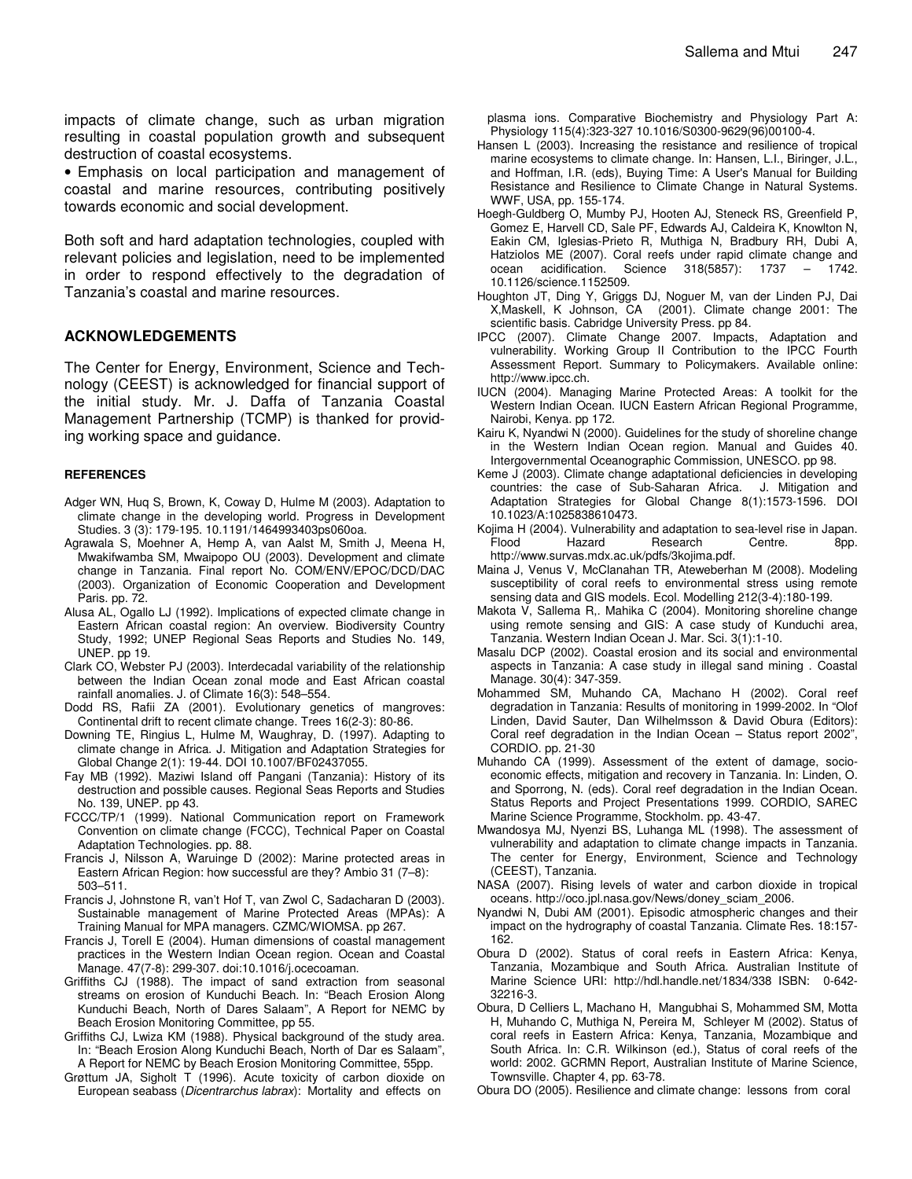impacts of climate change, such as urban migration resulting in coastal population growth and subsequent destruction of coastal ecosystems.

• Emphasis on local participation and management of coastal and marine resources, contributing positively towards economic and social development.

Both soft and hard adaptation technologies, coupled with relevant policies and legislation, need to be implemented in order to respond effectively to the degradation of Tanzania's coastal and marine resources.

## ACKNOWLEDGEMENTS

The Center for Energy, Environment, Science and Technology (CEEST) is acknowledged for financial support of the initial study. Mr. J. Daffa of Tanzania Coastal Management Partnership (TCMP) is thanked for providing working space and guidance.

## REFERENCES

Adger WN, Huq S, Brown, K, Coway D, Hulme M (2003). Adaptation to climate change in the developing world. Progress in Development Studies. 3 (3): 179-195. 10.1191/1464993403ps060oa.

Agrawala S, Moehner A, Hemp A, van Aalst M, Smith J, Meena H, Mwakifwamba SM, Mwaipopo OU (2003). Development and climate change in Tanzania. Final report No. COM/ENV/EPOC/DCD/DAC (2003). Organization of Economic Cooperation and Development Paris. pp. 72.

Alusa AL, Ogallo LJ (1992). Implications of expected climate change in Eastern African coastal region: An overview. Biodiversity Country Study, 1992; UNEP Regional Seas Reports and Studies No. 149, UNEP. pp 19.

Clark CO, Webster PJ (2003). Interdecadal variability of the relationship between the Indian Ocean zonal mode and East African coastal rainfall anomalies. J. of Climate 16(3): 548–554.

Dodd RS, Rafii ZA (2001). Evolutionary genetics of mangroves: Continental drift to recent climate change. Trees 16(2-3): 80-86.

Downing TE, Ringius L, Hulme M, Waughray, D. (1997). Adapting to climate change in Africa. J. Mitigation and Adaptation Strategies for Global Change 2(1): 19-44. DOI 10.1007/BF02437055.

Fay MB (1992). Maziwi Island off Pangani (Tanzania): History of its destruction and possible causes. Regional Seas Reports and Studies No. 139, UNEP. pp 43.

FCCC/TP/1 (1999). National Communication report on Framework Convention on climate change (FCCC), Technical Paper on Coastal Adaptation Technologies. pp. 88.

Francis J, Nilsson A, Waruinge D (2002): Marine protected areas in Eastern African Region: how successful are they? Ambio 31 (7–8): 503–511.

Francis J, Johnstone R, van't Hof T, van Zwol C, Sadacharan D (2003). Sustainable management of Marine Protected Areas (MPAs): A Training Manual for MPA managers. CZMC/WIOMSA. pp 267.

Francis J, Torell E (2004). Human dimensions of coastal management practices in the Western Indian Ocean region. Ocean and Coastal Manage. 47(7-8): 299-307. doi:10.1016/j.ocecoaman.

Griffiths CJ (1988). The impact of sand extraction from seasonal streams on erosion of Kunduchi Beach. In: "Beach Erosion Along Kunduchi Beach, North of Dares Salaam", A Report for NEMC by Beach Erosion Monitoring Committee, pp 55.

Griffiths CJ, Lwiza KM (1988). Physical background of the study area. In: "Beach Erosion Along Kunduchi Beach, North of Dar es Salaam", A Report for NEMC by Beach Erosion Monitoring Committee, 55pp.

Grøttum JA, Sigholt T (1996). Acute toxicity of carbon dioxide on European seabass (*Dicentrarchus labrax*): Mortality and effects on plasma ions. Comparative Biochemistry and Physiology Part A: Physiology 115(4):323-327 10.1016/S0300-9629(96)00100-4.

Hansen L (2003). Increasing the resistance and resilience of tropical marine ecosystems to climate change. In: Hansen, L.I., Biringer, J.L., and Hoffman, I.R. (eds), Buying Time: A User's Manual for Building Resistance and Resilience to Climate Change in Natural Systems. WWF, USA, pp. 155-174.

Hoegh-Guldberg O, Mumby PJ, Hooten AJ, Steneck RS, Greenfield P, Gomez E, Harvell CD, Sale PF, Edwards AJ, Caldeira K, Knowlton N, Eakin CM, Iglesias-Prieto R, Muthiga N, Bradbury RH, Dubi A, Hatziolos ME (2007). Coral reefs under rapid climate change and ocean acidification. Science 318(5857): 1737 – 1742. 10.1126/science.1152509.

Houghton JT, Ding Y, Griggs DJ, Noguer M, van der Linden PJ, Dai X,Maskell, K Johnson, CA (2001). Climate change 2001: The scientific basis. Cabridge University Press. pp 84.

IPCC (2007). Climate Change 2007. Impacts, Adaptation and vulnerability. Working Group II Contribution to the IPCC Fourth Assessment Report. Summary to Policymakers. Available online: http://www.ipcc.ch.

IUCN (2004). Managing Marine Protected Areas: A toolkit for the Western Indian Ocean. IUCN Eastern African Regional Programme, Nairobi, Kenya. pp 172.

Kairu K, Nyandwi N (2000). Guidelines for the study of shoreline change in the Western Indian Ocean region. Manual and Guides 40. Intergovernmental Oceanographic Commission, UNESCO. pp 98.

Keme J (2003). Climate change adaptational deficiencies in developing countries: the case of Sub-Saharan Africa. J. Mitigation and Adaptation Strategies for Global Change 8(1):1573-1596. DOI 10.1023/A:1025838610473.

Kojima H (2004). Vulnerability and adaptation to sea-level rise in Japan. Flood Hazard Research Centre. 8pp. http://www.survas.mdx.ac.uk/pdfs/3kojima.pdf.

Maina J, Venus V, McClanahan TR, Ateweberhan M (2008). Modeling susceptibility of coral reefs to environmental stress using remote sensing data and GIS models. Ecol. Modelling 212(3-4):180-199.

Makota V, Sallema R,. Mahika C (2004). Monitoring shoreline change using remote sensing and GIS: A case study of Kunduchi area, Tanzania. Western Indian Ocean J. Mar. Sci. 3(1):1-10.

Masalu DCP (2002). Coastal erosion and its social and environmental aspects in Tanzania: A case study in illegal sand mining . Coastal Manage. 30(4): 347-359.

Mohammed SM, Muhando CA, Machano H (2002). Coral reef degradation in Tanzania: Results of monitoring in 1999-2002. In "Olof Linden, David Sauter, Dan Wilhelmsson & David Obura (Editors): Coral reef degradation in the Indian Ocean – Status report 2002", CORDIO. pp. 21-30

Muhando CA (1999). Assessment of the extent of damage, socio-economic effects, mitigation and recovery in Tanzania. In: Linden, O. and Sporrong, N. (eds). Coral reef degradation in the Indian Ocean. Status Reports and Project Presentations 1999. CORDIO, SAREC Marine Science Programme, Stockholm. pp. 43-47.

Mwandosya MJ, Nyenzi BS, Luhanga ML (1998). The assessment of vulnerability and adaptation to climate change impacts in Tanzania. The center for Energy, Environment, Science and Technology (CEEST), Tanzania.

NASA (2007). Rising levels of water and carbon dioxide in tropical oceans. http://oco.jpl.nasa.gov/News/doney_sciam_2006.

Nyandwi N, Dubi AM (2001). Episodic atmospheric changes and their impact on the hydrography of coastal Tanzania. Climate Res. 18:157-162.

Obura D (2002). Status of coral reefs in Eastern Africa: Kenya, Tanzania, Mozambique and South Africa. Australian Institute of Marine Science URI: http://hdl.handle.net/1834/338 ISBN: 0-642-32216-3.

Obura, D Celliers L, Machano H, Mangubhai S, Mohammed SM, Motta H, Muhando C, Muthiga N, Pereira M, Schleyer M (2002). Status of coral reefs in Eastern Africa: Kenya, Tanzania, Mozambique and South Africa. In: C.R. Wilkinson (ed.), Status of coral reefs of the world: 2002. GCRMN Report, Australian Institute of Marine Science, Townsville. Chapter 4, pp. 63-78.

Obura DO (2005). Resilience and climate change: lessons from coral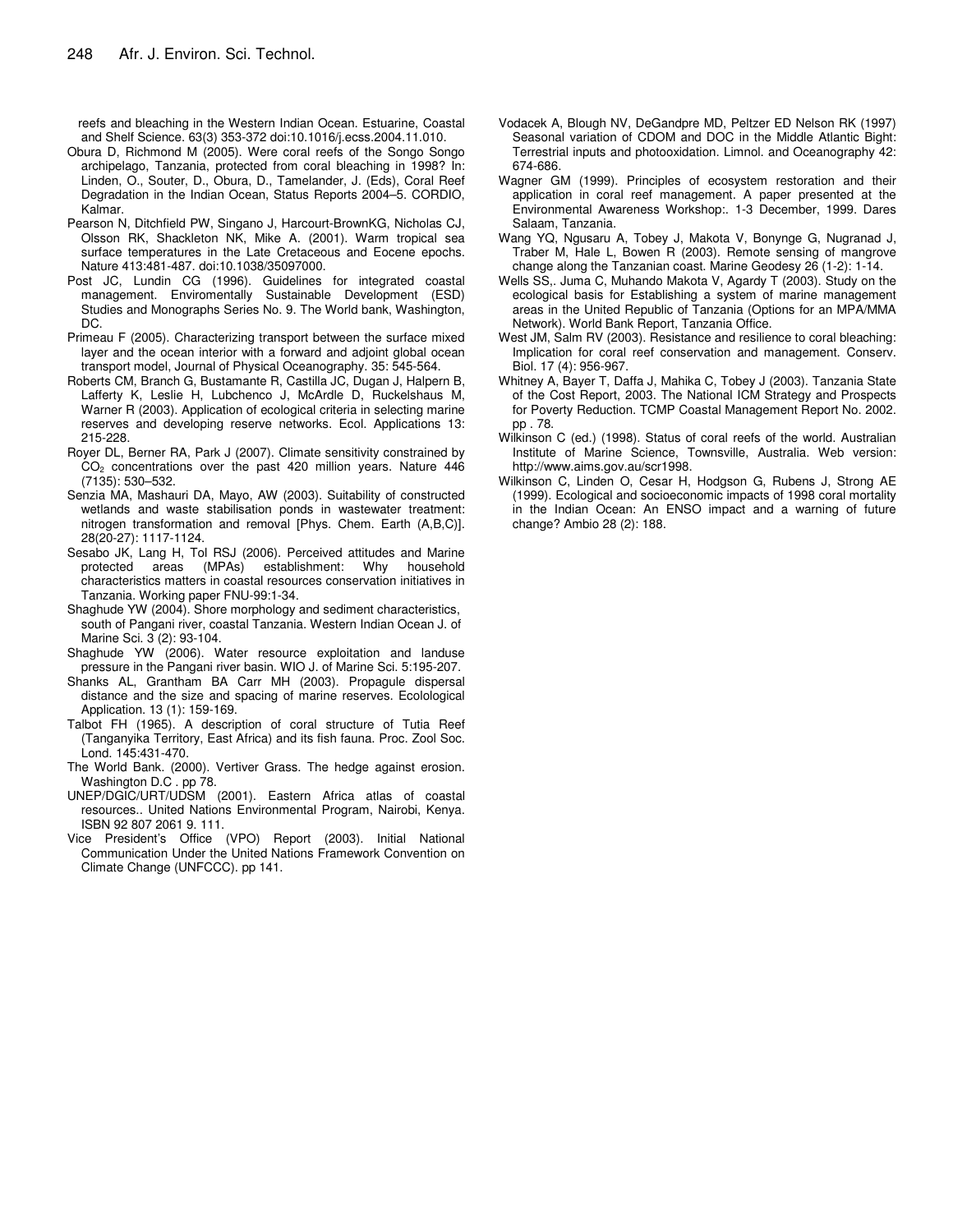reefs and bleaching in the Western Indian Ocean. Estuarine, Coastal and Shelf Science. 63(3) 353-372 doi:10.1016/j.ecss.2004.11.010.

Obura D, Richmond M (2005). Were coral reefs of the Songo Songo archipelago, Tanzania, protected from coral bleaching in 1998? In: Linden, O., Souter, D., Obura, D., Tamelander, J. (Eds), Coral Reef Degradation in the Indian Ocean, Status Reports 2004–5. CORDIO, Kalmar.

Pearson N, Ditchfield PW, Singano J, Harcourt-BrownKG, Nicholas CJ, Olsson RK, Shackleton NK, Mike A. (2001). Warm tropical sea surface temperatures in the Late Cretaceous and Eocene epochs. Nature 413:481-487. doi:10.1038/35097000.

Post JC, Lundin CG (1996). Guidelines for integrated coastal management. Enviromentally Sustainable Development (ESD) Studies and Monographs Series No. 9. The World bank, Washington, DC.

Primeau F (2005). Characterizing transport between the surface mixed layer and the ocean interior with a forward and adjoint global ocean transport model, Journal of Physical Oceanography. 35: 545-564.

Roberts CM, Branch G, Bustamante R, Castilla JC, Dugan J, Halpern B, Lafferty K, Leslie H, Lubchenco J, McArdle D, Ruckelshaus M, Warner R (2003). Application of ecological criteria in selecting marine reserves and developing reserve networks. Ecol. Applications 13: 215-228.

Royer DL, Berner RA, Park J (2007). Climate sensitivity constrained by $CO_2$ concentrations over the past 420 million years. Nature 446 (7135): 530–532.

Senzia MA, Mashauri DA, Mayo, AW (2003). Suitability of constructed wetlands and waste stabilisation ponds in wastewater treatment: nitrogen transformation and removal [Phys. Chem. Earth (A,B,C)]. 28(20-27): 1117-1124.

Sesabo JK, Lang H, Tol RSJ (2006). Perceived attitudes and Marine protected areas (MPAs) establishment: Why household characteristics matters in coastal resources conservation initiatives in Tanzania. Working paper FNU-99:1-34.

Shaghude YW (2004). Shore morphology and sediment characteristics, south of Pangani river, coastal Tanzania. Western Indian Ocean J. of Marine Sci. 3 (2): 93-104.

Shaghude YW (2006). Water resource exploitation and landuse pressure in the Pangani river basin. WIO J. of Marine Sci. 5:195-207.

Shanks AL, Grantham BA Carr MH (2003). Propagule dispersal distance and the size and spacing of marine reserves. Ecolological Application. 13 (1): 159-169.

Talbot FH (1965). A description of coral structure of Tutia Reef (Tanganyika Territory, East Africa) and its fish fauna. Proc. Zool Soc. Lond. 145:431-470.

The World Bank. (2000). Vertiver Grass. The hedge against erosion. Washington D.C . pp 78.

UNEP/DGIC/URT/UDSM (2001). Eastern Africa atlas of coastal resources.. United Nations Environmental Program, Nairobi, Kenya. ISBN 92 807 2061 9. 111.

Vice President's Office (VPO) Report (2003). Initial National Communication Under the United Nations Framework Convention on Climate Change (UNFCCC). pp 141.

Vodacek A, Blough NV, DeGandpre MD, Peltzer ED Nelson RK (1997) Seasonal variation of CDOM and DOC in the Middle Atlantic Bight: Terrestrial inputs and photooxidation. Limnol. and Oceanography 42: 674-686.

Wagner GM (1999). Principles of ecosystem restoration and their application in coral reef management. A paper presented at the Environmental Awareness Workshop:. 1-3 December, 1999. Dares Salaam, Tanzania.

Wang YQ, Ngusaru A, Tobey J, Makota V, Bonynge G, Nugranad J, Traber M, Hale L, Bowen R (2003). Remote sensing of mangrove change along the Tanzanian coast. Marine Geodesy 26 (1-2): 1-14.

Wells SS,. Juma C, Muhando Makota V, Agardy T (2003). Study on the ecological basis for Establishing a system of marine management areas in the United Republic of Tanzania (Options for an MPA/MMA Network). World Bank Report, Tanzania Office.

West JM, Salm RV (2003). Resistance and resilience to coral bleaching: Implication for coral reef conservation and management. Conserv. Biol. 17 (4): 956-967.

Whitney A, Bayer T, Daffa J, Mahika C, Tobey J (2003). Tanzania State of the Cost Report, 2003. The National ICM Strategy and Prospects for Poverty Reduction. TCMP Coastal Management Report No. 2002. pp . 78.

Wilkinson C (ed.) (1998). Status of coral reefs of the world. Australian Institute of Marine Science, Townsville, Australia. Web version: http://www.aims.gov.au/scr1998.

Wilkinson C, Linden O, Cesar H, Hodgson G, Rubens J, Strong AE (1999). Ecological and socioeconomic impacts of 1998 coral mortality in the Indian Ocean: An ENSO impact and a warning of future change? Ambio 28 (2): 188.